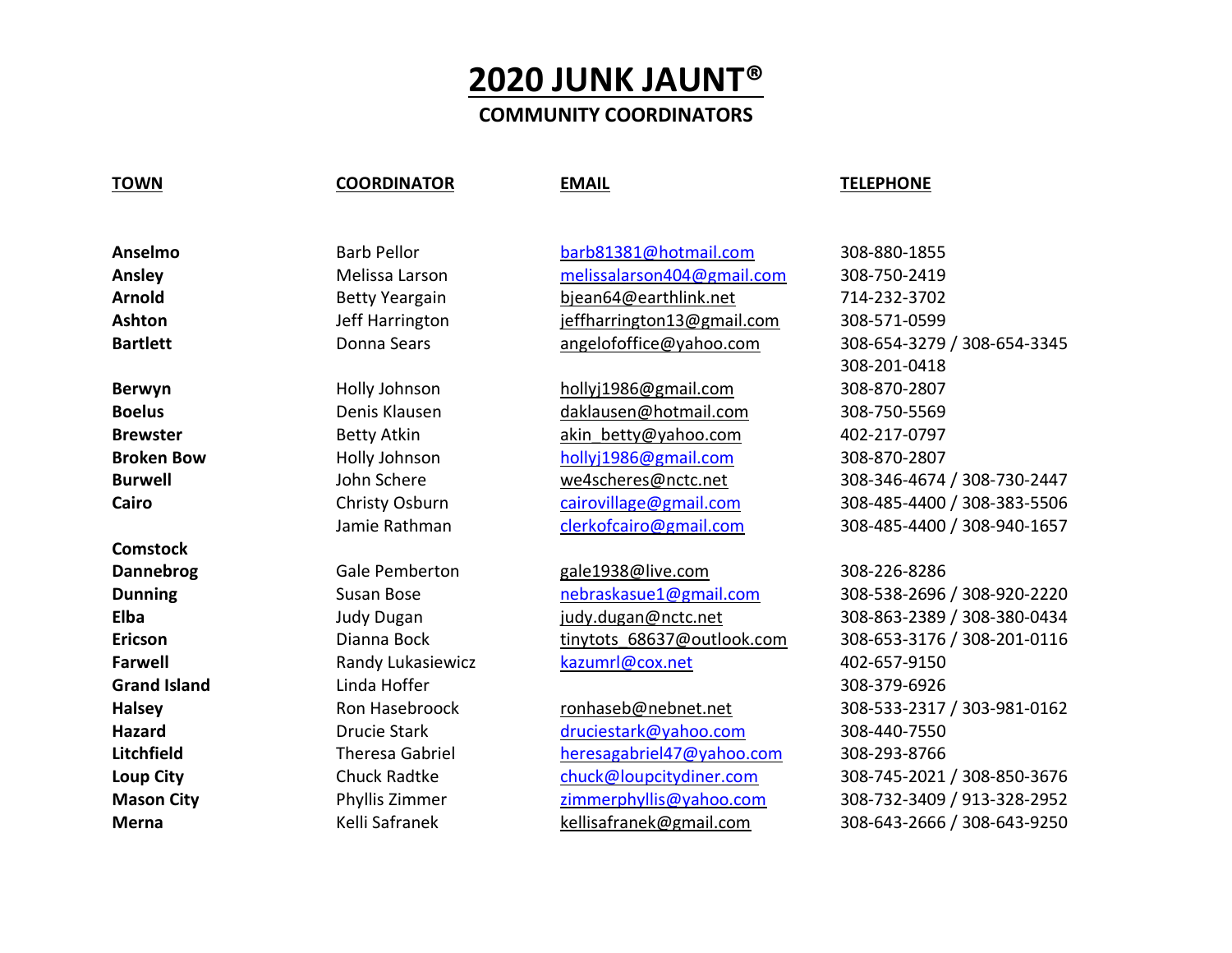# 2020 JUNK JAUNT®

## COMMUNITY COORDINATORS

| TOWN | COORDINATOR | EMAIL | TELEPHONE |
|---|---|---|---|
| **Anselmo** | Barb Pellor | barb81381@hotmail.com | 308-880-1855 |
| **Ansley** | Melissa Larson | melissalarson404@gmail.com | 308-750-2419 |
| **Arnold** | Betty Yeargain | bjean64@earthlink.net | 714-232-3702 |
| **Ashton** | Jeff Harrington | jeffharrington13@gmail.com | 308-571-0599 |
| **Bartlett** | Donna Sears | angelofoffice@yahoo.com | 308-654-3279 / 308-654-3345<br>308-201-0418 |
| **Berwyn** | Holly Johnson | hollyj1986@gmail.com | 308-870-2807 |
| **Boelus** | Denis Klausen | daklausen@hotmail.com | 308-750-5569 |
| **Brewster** | Betty Atkin | akin_betty@yahoo.com | 402-217-0797 |
| **Broken Bow** | Holly Johnson | hollyj1986@gmail.com | 308-870-2807 |
| **Burwell** | John Schere | we4scheres@nctc.net | 308-346-4674 / 308-730-2447 |
| **Cairo** | Christy Osburn | cairovillage@gmail.com | 308-485-4400 / 308-383-5506 |
| | Jamie Rathman | clerkofcairo@gmail.com | 308-485-4400 / 308-940-1657 |
| **Comstock** | | | |
| **Dannebrog** | Gale Pemberton | gale1938@live.com | 308-226-8286 |
| **Dunning** | Susan Bose | nebraskasue1@gmail.com | 308-538-2696 / 308-920-2220 |
| **Elba** | Judy Dugan | judy.dugan@nctc.net | 308-863-2389 / 308-380-0434 |
| **Ericson** | Dianna Bock | tinytots_68637@outlook.com | 308-653-3176 / 308-201-0116 |
| **Farwell** | Randy Lukasiewicz | kazumrl@cox.net | 402-657-9150 |
| **Grand Island** | Linda Hoffer | | 308-379-6926 |
| **Halsey** | Ron Hasebroock | ronhaseb@nebnet.net | 308-533-2317 / 303-981-0162 |
| **Hazard** | Drucie Stark | druciestark@yahoo.com | 308-440-7550 |
| **Litchfield** | Theresa Gabriel | heresagabriel47@yahoo.com | 308-293-8766 |
| **Loup City** | Chuck Radtke | chuck@loupcitydiner.com | 308-745-2021 / 308-850-3676 |
| **Mason City** | Phyllis Zimmer | zimmerphyllis@yahoo.com | 308-732-3409 / 913-328-2952 |
| **Merna** | Kelli Safranek | kellisafranek@gmail.com | 308-643-2666 / 308-643-9250 |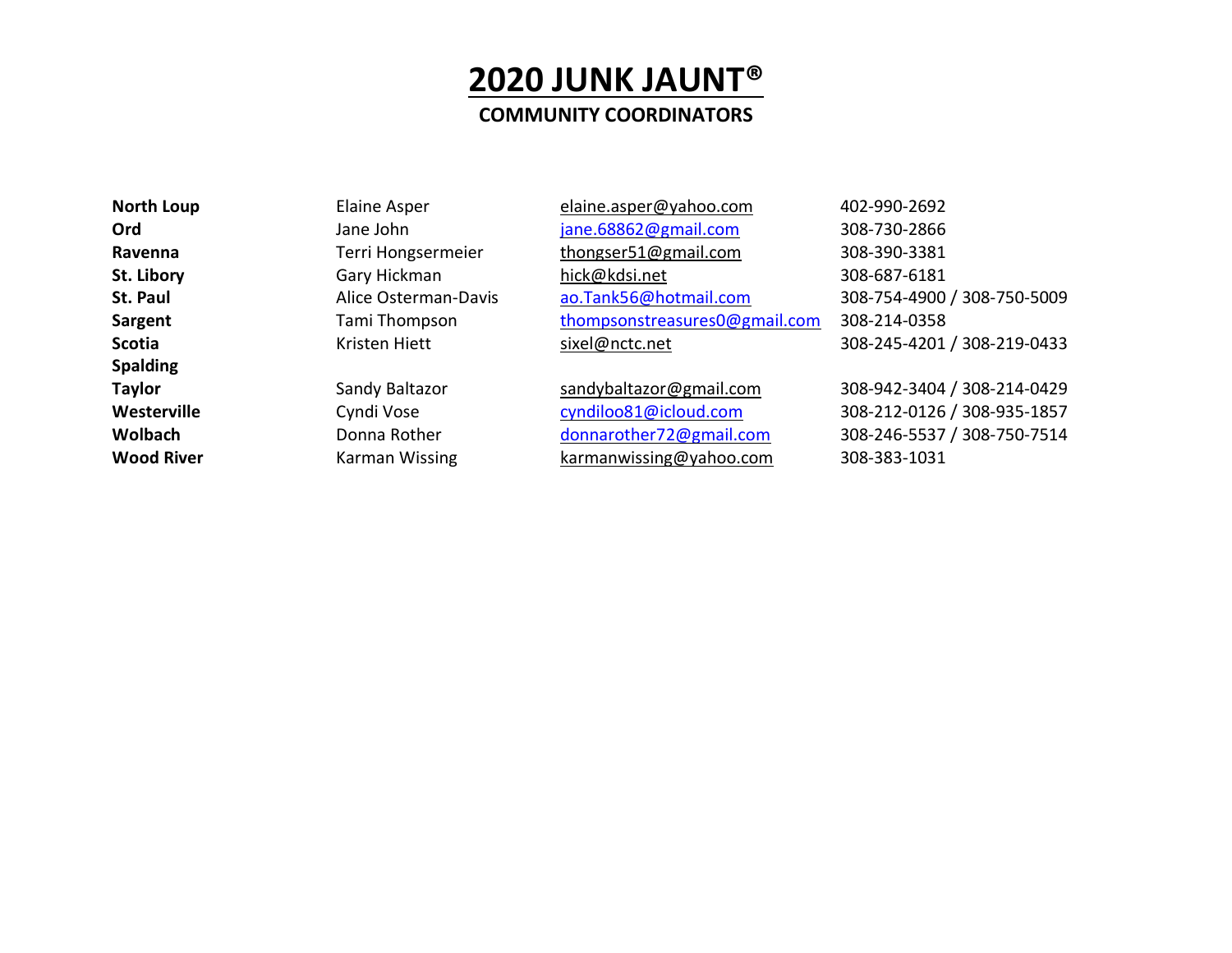# 2020 JUNK JAUNT®

**COMMUNITY COORDINATORS**

| | | | |
|---|---|---|---|
| **North Loup** | Elaine Asper | elaine.asper@yahoo.com | 402-990-2692 |
| **Ord** | Jane John | jane.68862@gmail.com | 308-730-2866 |
| **Ravenna** | Terri Hongsermeier | thongser51@gmail.com | 308-390-3381 |
| **St. Libory** | Gary Hickman | hick@kdsi.net | 308-687-6181 |
| **St. Paul** | Alice Osterman-Davis | ao.Tank56@hotmail.com | 308-754-4900 / 308-750-5009 |
| **Sargent** | Tami Thompson | thompsonstreasures0@gmail.com | 308-214-0358 |
| **Scotia** | Kristen Hiett | sixel@nctc.net | 308-245-4201 / 308-219-0433 |
| **Spalding** | | | |
| **Taylor** | Sandy Baltazor | sandybaltazor@gmail.com | 308-942-3404 / 308-214-0429 |
| **Westerville** | Cyndi Vose | cyndiloo81@icloud.com | 308-212-0126 / 308-935-1857 |
| **Wolbach** | Donna Rother | donnarother72@gmail.com | 308-246-5537 / 308-750-7514 |
| **Wood River** | Karman Wissing | karmanwissing@yahoo.com | 308-383-1031 |